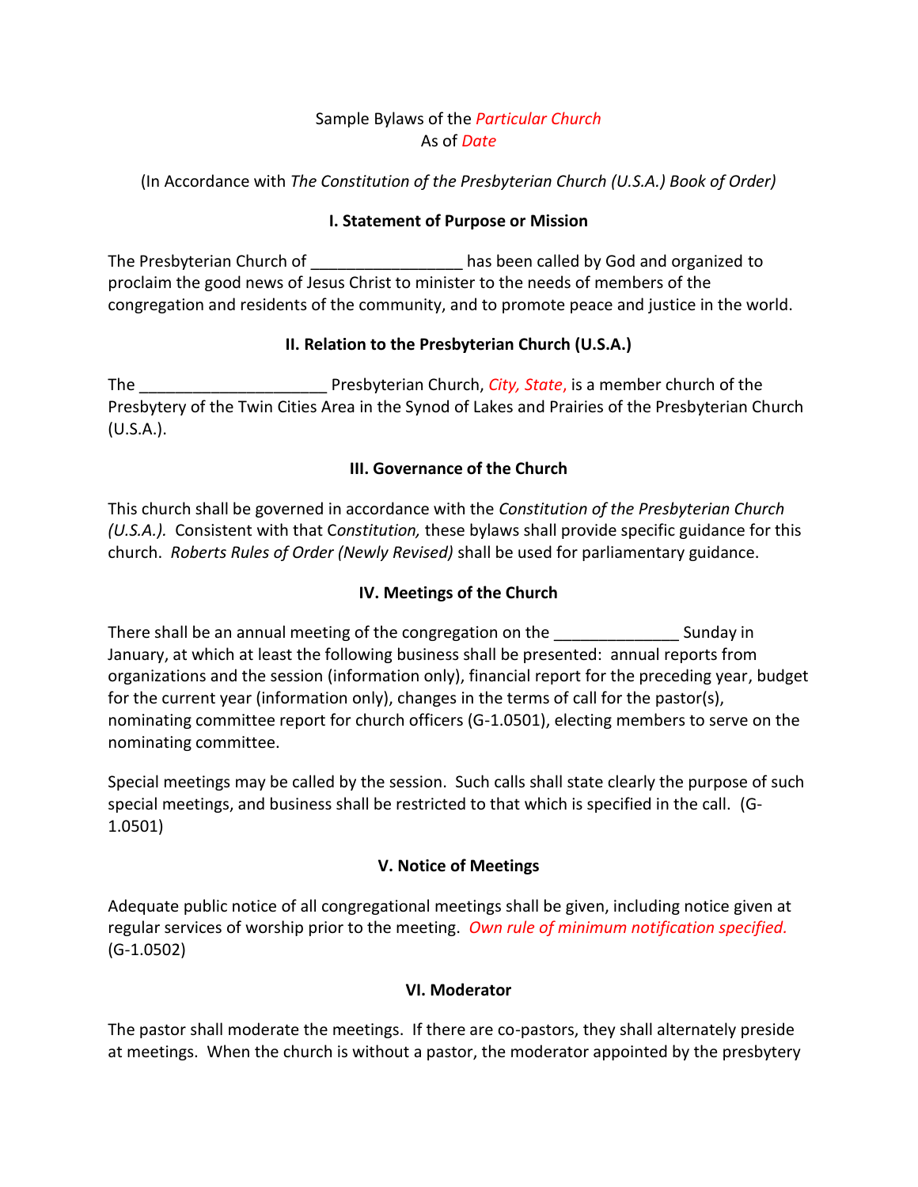Sample Bylaws of the *Particular Church*
As of *Date*

(In Accordance with *The Constitution of the Presbyterian Church (U.S.A.) Book of Order*)

## I. Statement of Purpose or Mission

The Presbyterian Church of _________________ has been called by God and organized to proclaim the good news of Jesus Christ to minister to the needs of members of the congregation and residents of the community, and to promote peace and justice in the world.

## II. Relation to the Presbyterian Church (U.S.A.)

The _____________________ Presbyterian Church, *City, State*, is a member church of the Presbytery of the Twin Cities Area in the Synod of Lakes and Prairies of the Presbyterian Church (U.S.A.).

## III. Governance of the Church

This church shall be governed in accordance with the *Constitution of the Presbyterian Church (U.S.A.).* Consistent with that C*onstitution,* these bylaws shall provide specific guidance for this church. *Roberts Rules of Order (Newly Revised)* shall be used for parliamentary guidance.

## IV. Meetings of the Church

There shall be an annual meeting of the congregation on the ______________ Sunday in January, at which at least the following business shall be presented: annual reports from organizations and the session (information only), financial report for the preceding year, budget for the current year (information only), changes in the terms of call for the pastor(s), nominating committee report for church officers (G-1.0501), electing members to serve on the nominating committee.

Special meetings may be called by the session. Such calls shall state clearly the purpose of such special meetings, and business shall be restricted to that which is specified in the call. (G-1.0501)

## V. Notice of Meetings

Adequate public notice of all congregational meetings shall be given, including notice given at regular services of worship prior to the meeting. *Own rule of minimum notification specified.* (G-1.0502)

## VI. Moderator

The pastor shall moderate the meetings. If there are co-pastors, they shall alternately preside at meetings. When the church is without a pastor, the moderator appointed by the presbytery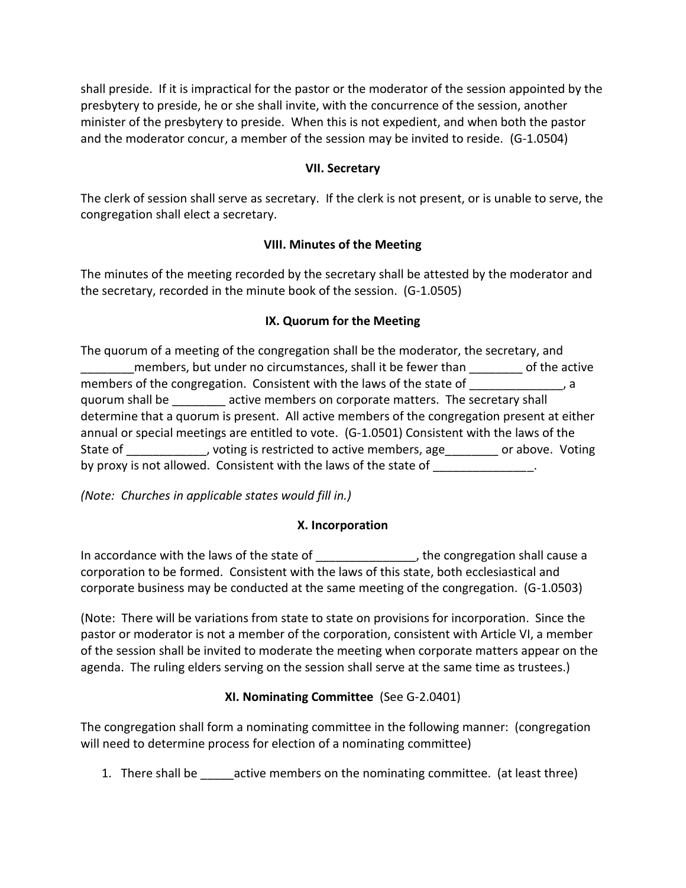shall preside. If it is impractical for the pastor or the moderator of the session appointed by the presbytery to preside, he or she shall invite, with the concurrence of the session, another minister of the presbytery to preside. When this is not expedient, and when both the pastor and the moderator concur, a member of the session may be invited to reside. (G-1.0504)

### VII. Secretary

The clerk of session shall serve as secretary. If the clerk is not present, or is unable to serve, the congregation shall elect a secretary.

### VIII. Minutes of the Meeting

The minutes of the meeting recorded by the secretary shall be attested by the moderator and the secretary, recorded in the minute book of the session. (G-1.0505)

### IX. Quorum for the Meeting

The quorum of a meeting of the congregation shall be the moderator, the secretary, and ________members, but under no circumstances, shall it be fewer than ________ of the active members of the congregation. Consistent with the laws of the state of ______________, a quorum shall be ________ active members on corporate matters. The secretary shall determine that a quorum is present. All active members of the congregation present at either annual or special meetings are entitled to vote. (G-1.0501) Consistent with the laws of the State of ____________, voting is restricted to active members, age________ or above. Voting by proxy is not allowed. Consistent with the laws of the state of _______________.

*(Note: Churches in applicable states would fill in.)*

### X. Incorporation

In accordance with the laws of the state of _______________, the congregation shall cause a corporation to be formed. Consistent with the laws of this state, both ecclesiastical and corporate business may be conducted at the same meeting of the congregation. (G-1.0503)

(Note: There will be variations from state to state on provisions for incorporation. Since the pastor or moderator is not a member of the corporation, consistent with Article VI, a member of the session shall be invited to moderate the meeting when corporate matters appear on the agenda. The ruling elders serving on the session shall serve at the same time as trustees.)

### XI. Nominating Committee (See G-2.0401)

The congregation shall form a nominating committee in the following manner: (congregation will need to determine process for election of a nominating committee)

1. There shall be _____active members on the nominating committee. (at least three)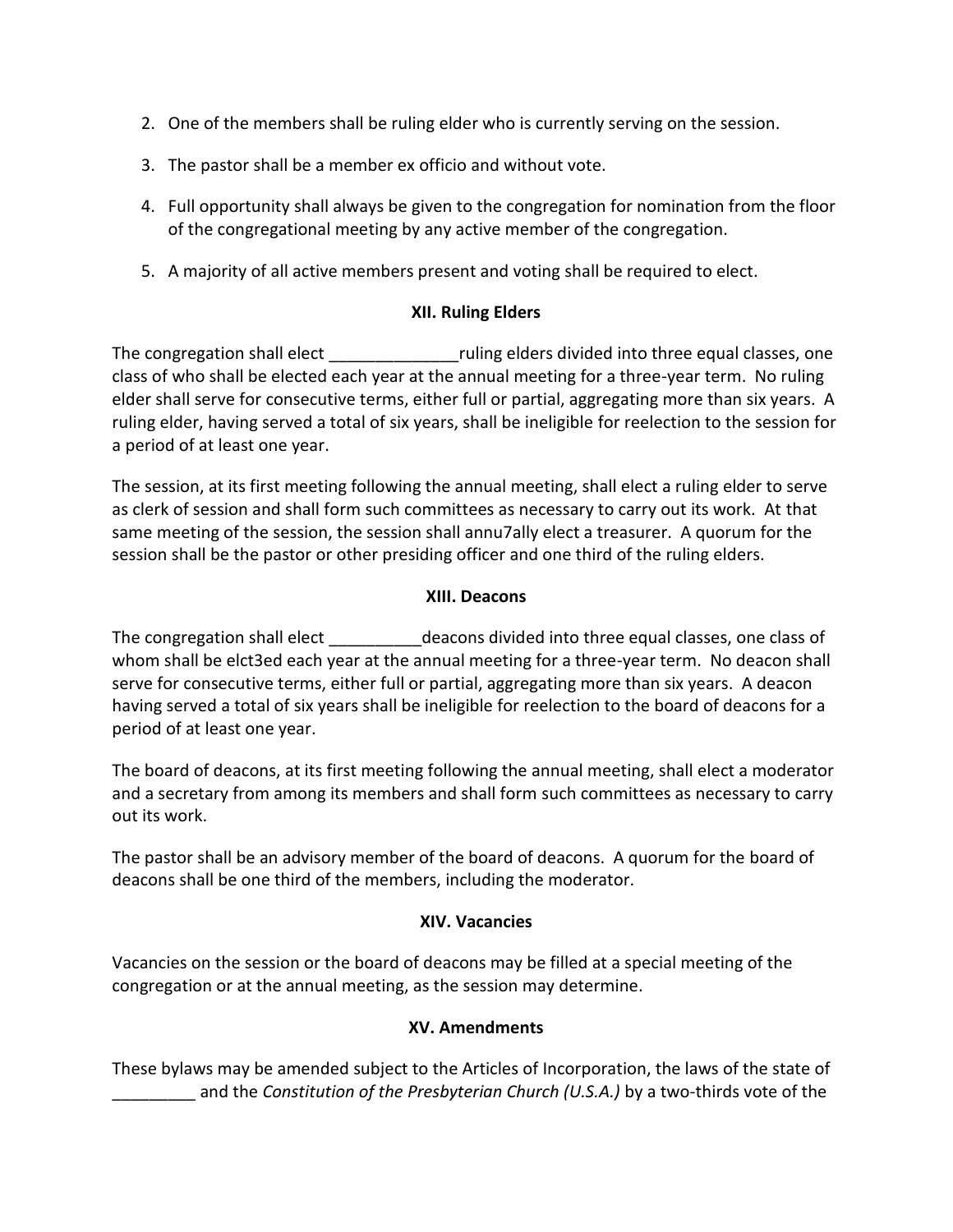2. One of the members shall be ruling elder who is currently serving on the session.

3. The pastor shall be a member ex officio and without vote.

4. Full opportunity shall always be given to the congregation for nomination from the floor of the congregational meeting by any active member of the congregation.

5. A majority of all active members present and voting shall be required to elect.

### XII. Ruling Elders

The congregation shall elect ______________ruling elders divided into three equal classes, one class of who shall be elected each year at the annual meeting for a three-year term. No ruling elder shall serve for consecutive terms, either full or partial, aggregating more than six years. A ruling elder, having served a total of six years, shall be ineligible for reelection to the session for a period of at least one year.

The session, at its first meeting following the annual meeting, shall elect a ruling elder to serve as clerk of session and shall form such committees as necessary to carry out its work. At that same meeting of the session, the session shall annu7ally elect a treasurer. A quorum for the session shall be the pastor or other presiding officer and one third of the ruling elders.

### XIII. Deacons

The congregation shall elect __________deacons divided into three equal classes, one class of whom shall be elct3ed each year at the annual meeting for a three-year term. No deacon shall serve for consecutive terms, either full or partial, aggregating more than six years. A deacon having served a total of six years shall be ineligible for reelection to the board of deacons for a period of at least one year.

The board of deacons, at its first meeting following the annual meeting, shall elect a moderator and a secretary from among its members and shall form such committees as necessary to carry out its work.

The pastor shall be an advisory member of the board of deacons. A quorum for the board of deacons shall be one third of the members, including the moderator.

### XIV. Vacancies

Vacancies on the session or the board of deacons may be filled at a special meeting of the congregation or at the annual meeting, as the session may determine.

### XV. Amendments

These bylaws may be amended subject to the Articles of Incorporation, the laws of the state of _________ and the *Constitution of the Presbyterian Church (U.S.A.)* by a two-thirds vote of the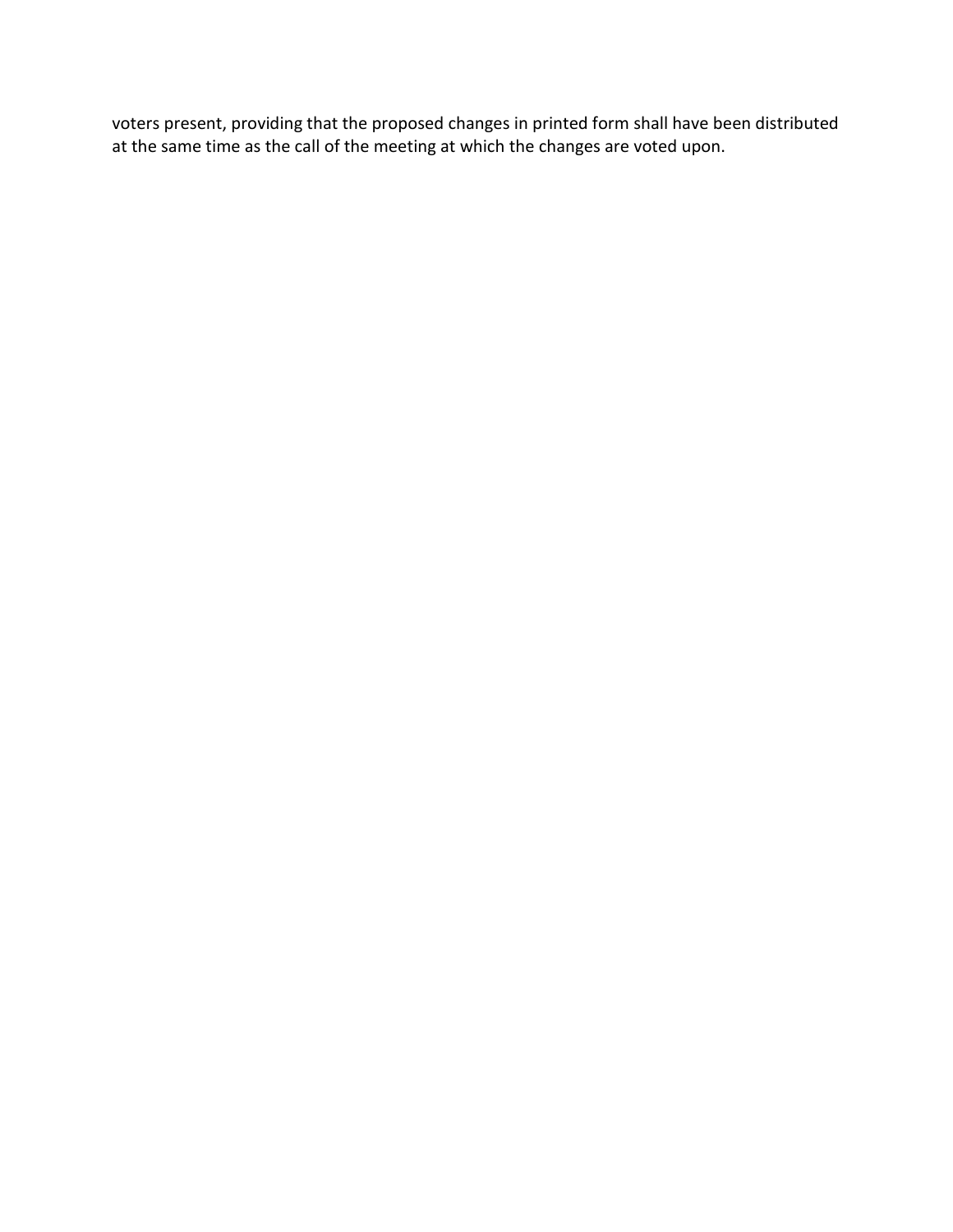voters present, providing that the proposed changes in printed form shall have been distributed at the same time as the call of the meeting at which the changes are voted upon.